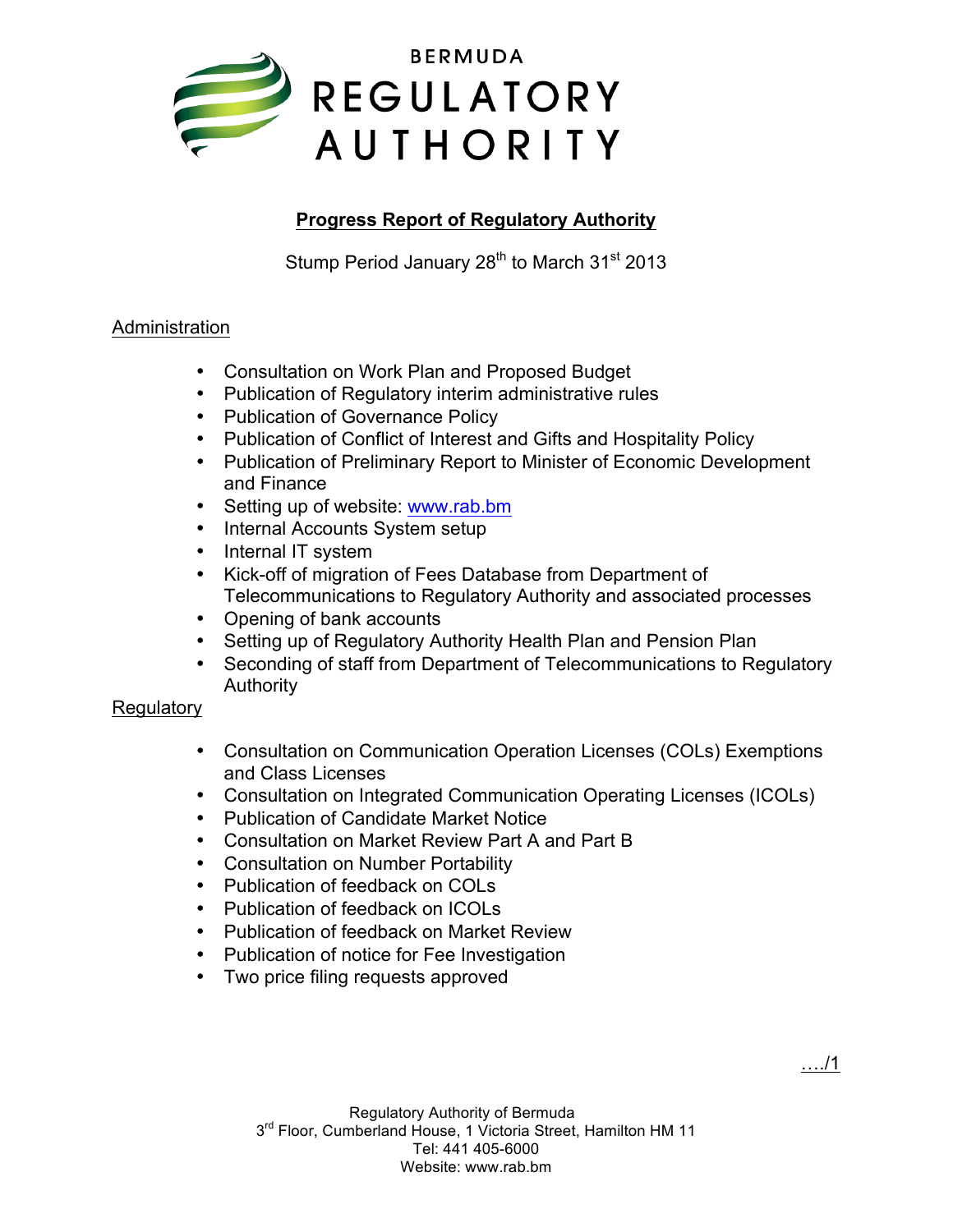BERMUDA REGULATORY AUTHORITY

## Progress Report of Regulatory Authority

Stump Period January 28th to March 31st 2013

### Administration

- Consultation on Work Plan and Proposed Budget
- Publication of Regulatory interim administrative rules
- Publication of Governance Policy
- Publication of Conflict of Interest and Gifts and Hospitality Policy
- Publication of Preliminary Report to Minister of Economic Development and Finance
- Setting up of website: www.rab.bm
- Internal Accounts System setup
- Internal IT system
- Kick-off of migration of Fees Database from Department of Telecommunications to Regulatory Authority and associated processes
- Opening of bank accounts
- Setting up of Regulatory Authority Health Plan and Pension Plan
- Seconding of staff from Department of Telecommunications to Regulatory Authority

### Regulatory

- Consultation on Communication Operation Licenses (COLs) Exemptions and Class Licenses
- Consultation on Integrated Communication Operating Licenses (ICOLs)
- Publication of Candidate Market Notice
- Consultation on Market Review Part A and Part B
- Consultation on Number Portability
- Publication of feedback on COLs
- Publication of feedback on ICOLs
- Publication of feedback on Market Review
- Publication of notice for Fee Investigation
- Two price filing requests approved

…./1

Regulatory Authority of Bermuda
3rd Floor, Cumberland House, 1 Victoria Street, Hamilton HM 11
Tel: 441 405-6000
Website: www.rab.bm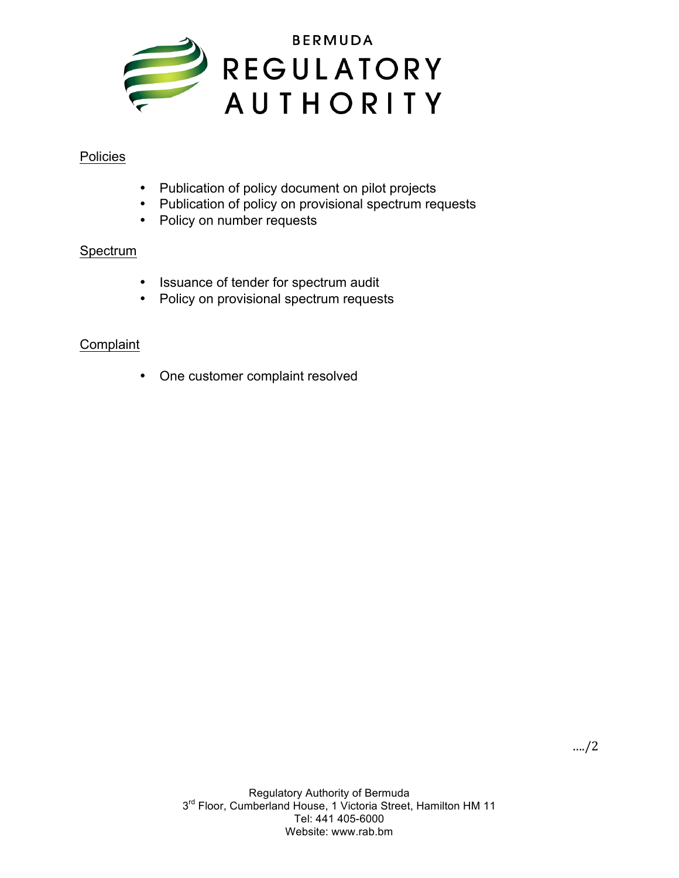BERMUDA REGULATORY AUTHORITY

Policies

- Publication of policy document on pilot projects
- Publication of policy on provisional spectrum requests
- Policy on number requests

Spectrum

- Issuance of tender for spectrum audit
- Policy on provisional spectrum requests

Complaint

- One customer complaint resolved

..../2

Regulatory Authority of Bermuda
3rd Floor, Cumberland House, 1 Victoria Street, Hamilton HM 11
Tel: 441 405-6000
Website: www.rab.bm